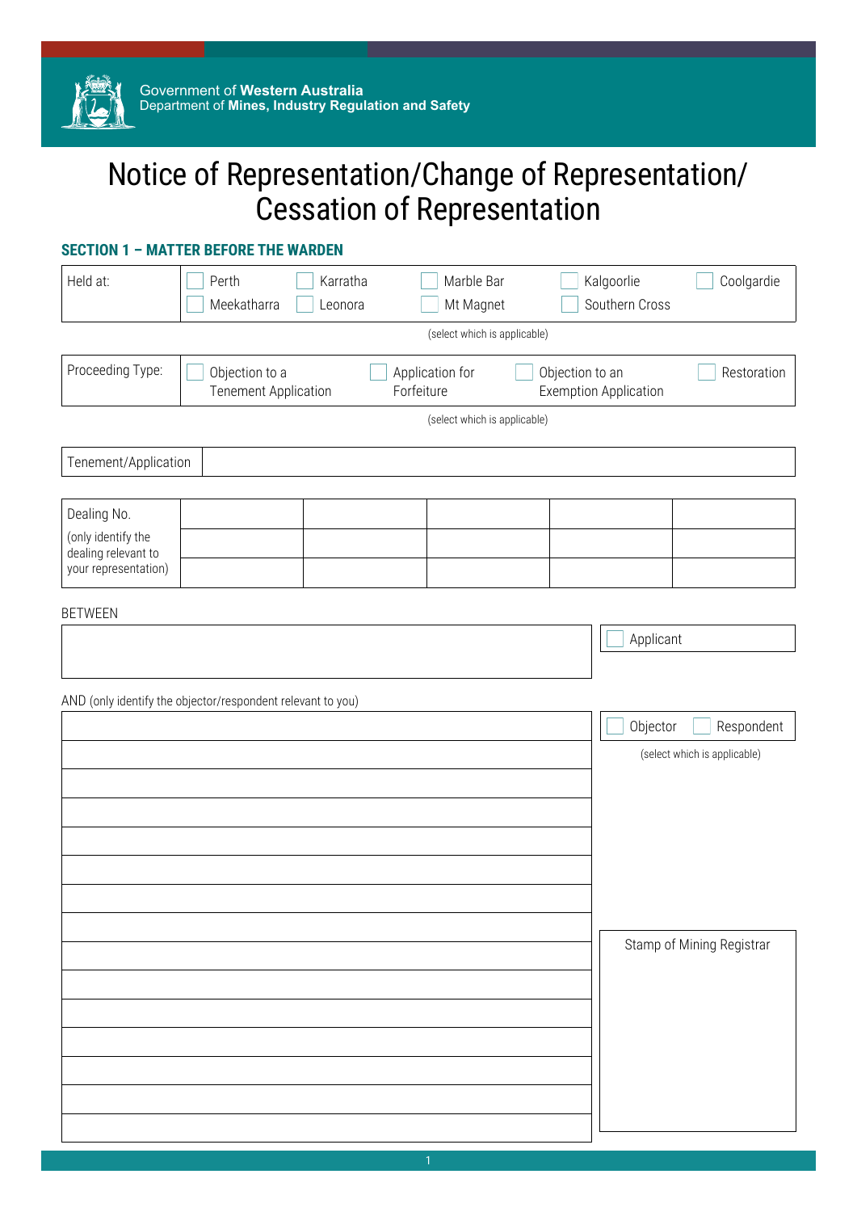Government of **Western Australia**
Department of **Mines, Industry Regulation and Safety**

# Notice of Representation/Change of Representation/ Cessation of Representation

## SECTION 1 – MATTER BEFORE THE WARDEN

| | | | | | |
|---|---|---|---|---|---|
| Held at: | ☐ Perth | ☐ Karratha | ☐ Marble Bar | ☐ Kalgoorlie | ☐ Coolgardie |
| | ☐ Meekatharra | ☐ Leonora | ☐ Mt Magnet | ☐ Southern Cross | |

(select which is applicable)

| | | | | |
|---|---|---|---|---|
| Proceeding Type: | ☐ Objection to a Tenement Application | ☐ Application for Forfeiture | ☐ Objection to an Exemption Application | ☐ Restoration |

(select which is applicable)

| | |
|---|---|
| Tenement/Application | |

| | | | | | |
|---|---|---|---|---|---|
| Dealing No. (only identify the dealing relevant to your representation) | | | | | |
| | | | | | |
| | | | | | |

BETWEEN

| | |
|---|---|
| | ☐ Applicant |

AND (only identify the objector/respondent relevant to you)

| | |
|---|---|
| | ☐ Objector ☐ Respondent (select which is applicable) |
| | |
| | |
| | |
| | |
| | |
| | |
| | Stamp of Mining Registrar |
| | |
| | |
| | |
| | |
| | |
| | |
| | |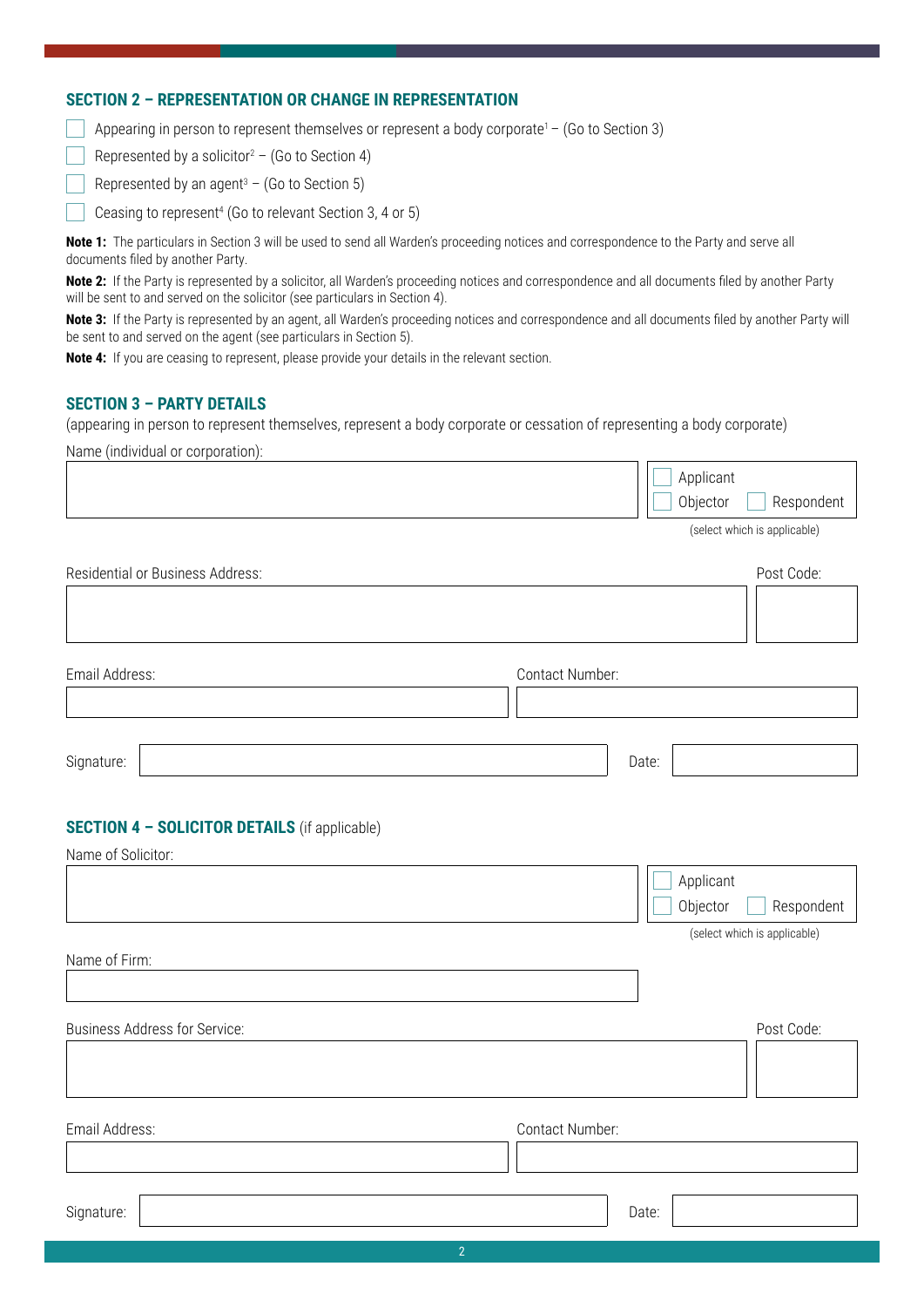## SECTION 2 – REPRESENTATION OR CHANGE IN REPRESENTATION

- ☐ Appearing in person to represent themselves or represent a body corporate[1] – (Go to Section 3)
- ☐ Represented by a solicitor[2] – (Go to Section 4)
- ☐ Represented by an agent[3] – (Go to Section 5)
- ☐ Ceasing to represent[4] (Go to relevant Section 3, 4 or 5)

**Note 1:** The particulars in Section 3 will be used to send all Warden's proceeding notices and correspondence to the Party and serve all documents filed by another Party.

**Note 2:** If the Party is represented by a solicitor, all Warden's proceeding notices and correspondence and all documents filed by another Party will be sent to and served on the solicitor (see particulars in Section 4).

**Note 3:** If the Party is represented by an agent, all Warden's proceeding notices and correspondence and all documents filed by another Party will be sent to and served on the agent (see particulars in Section 5).

**Note 4:** If you are ceasing to represent, please provide your details in the relevant section.

## SECTION 3 – PARTY DETAILS

(appearing in person to represent themselves, represent a body corporate or cessation of representing a body corporate)

Name (individual or corporation):

☐ Applicant
☐ Objector ☐ Respondent
(select which is applicable)

Residential or Business Address:

Post Code:

Email Address:

Contact Number:

Signature:

Date:

## SECTION 4 – SOLICITOR DETAILS (if applicable)

Name of Solicitor:

☐ Applicant
☐ Objector ☐ Respondent
(select which is applicable)

Name of Firm:

Business Address for Service:

Post Code:

Email Address:

Contact Number:

Signature:

Date: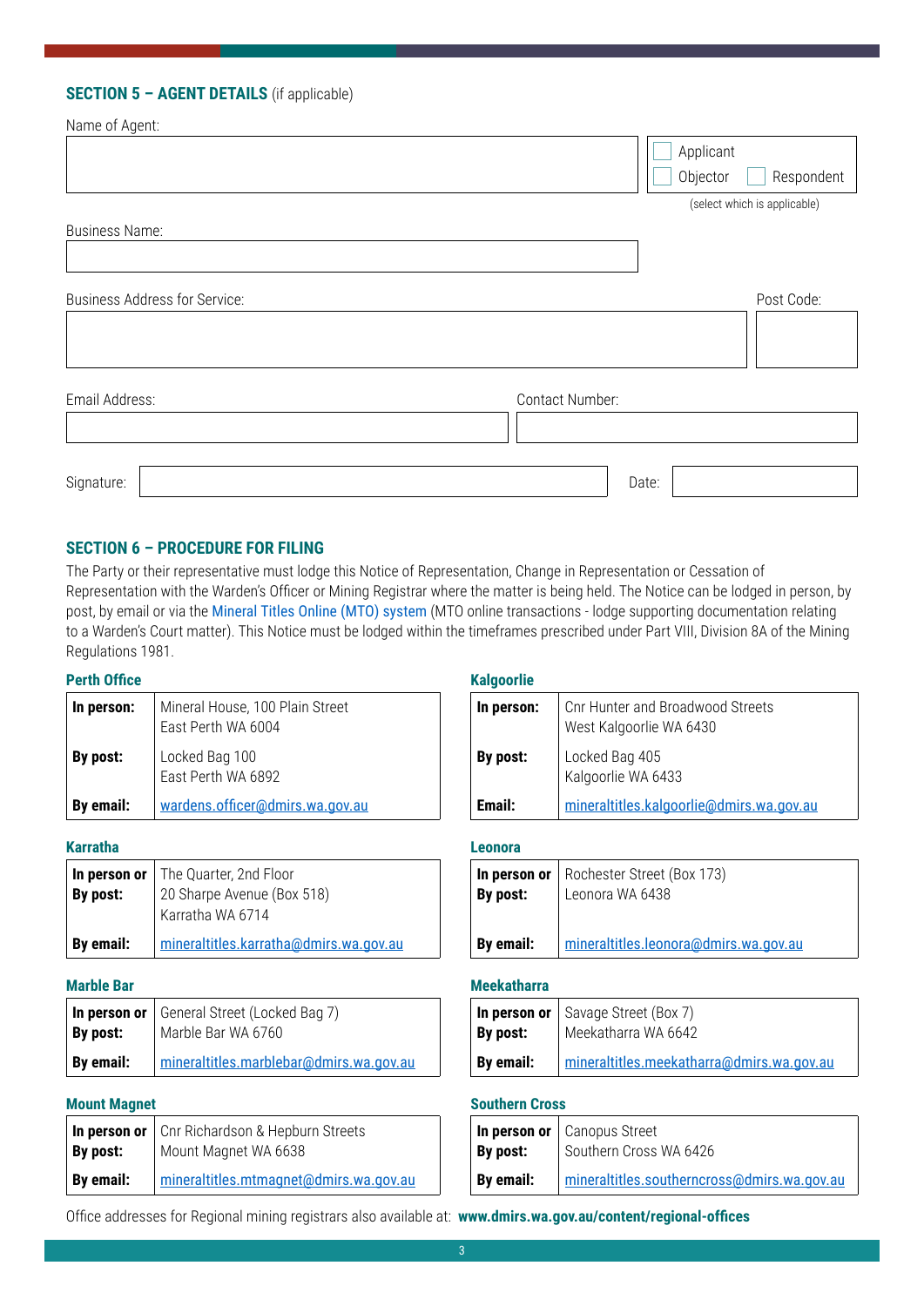## SECTION 5 – AGENT DETAILS (if applicable)

Name of Agent:

☐ Applicant
☐ Objector ☐ Respondent
(select which is applicable)

Business Name:

Business Address for Service:

Post Code:

Email Address:

Contact Number:

Signature:

Date:

## SECTION 6 – PROCEDURE FOR FILING

The Party or their representative must lodge this Notice of Representation, Change in Representation or Cessation of Representation with the Warden's Officer or Mining Registrar where the matter is being held. The Notice can be lodged in person, by post, by email or via the Mineral Titles Online (MTO) system (MTO online transactions - lodge supporting documentation relating to a Warden's Court matter). This Notice must be lodged within the timeframes prescribed under Part VIII, Division 8A of the Mining Regulations 1981.

### Perth Office

| | |
|---|---|
| **In person:** | Mineral House, 100 Plain Street<br>East Perth WA 6004 |
| **By post:** | Locked Bag 100<br>East Perth WA 6892 |
| **By email:** | wardens.officer@dmirs.wa.gov.au |

### Kalgoorlie

| | |
|---|---|
| **In person:** | Cnr Hunter and Broadwood Streets<br>West Kalgoorlie WA 6430 |
| **By post:** | Locked Bag 405<br>Kalgoorlie WA 6433 |
| **Email:** | mineraltitles.kalgoorlie@dmirs.wa.gov.au |

### Karratha

| | |
|---|---|
| **In person or By post:** | The Quarter, 2nd Floor<br>20 Sharpe Avenue (Box 518)<br>Karratha WA 6714 |
| **By email:** | mineraltitles.karratha@dmirs.wa.gov.au |

### Leonora

| | |
|---|---|
| **In person or By post:** | Rochester Street (Box 173)<br>Leonora WA 6438 |
| **By email:** | mineraltitles.leonora@dmirs.wa.gov.au |

### Marble Bar

| | |
|---|---|
| **In person or By post:** | General Street (Locked Bag 7)<br>Marble Bar WA 6760 |
| **By email:** | mineraltitles.marblebar@dmirs.wa.gov.au |

### Meekatharra

| | |
|---|---|
| **In person or By post:** | Savage Street (Box 7)<br>Meekatharra WA 6642 |
| **By email:** | mineraltitles.meekatharra@dmirs.wa.gov.au |

### Mount Magnet

| | |
|---|---|
| **In person or By post:** | Cnr Richardson & Hepburn Streets<br>Mount Magnet WA 6638 |
| **By email:** | mineraltitles.mtmagnet@dmirs.wa.gov.au |

### Southern Cross

| | |
|---|---|
| **In person or By post:** | Canopus Street<br>Southern Cross WA 6426 |
| **By email:** | mineraltitles.southerncross@dmirs.wa.gov.au |

Office addresses for Regional mining registrars also available at: **www.dmirs.wa.gov.au/content/regional-offices**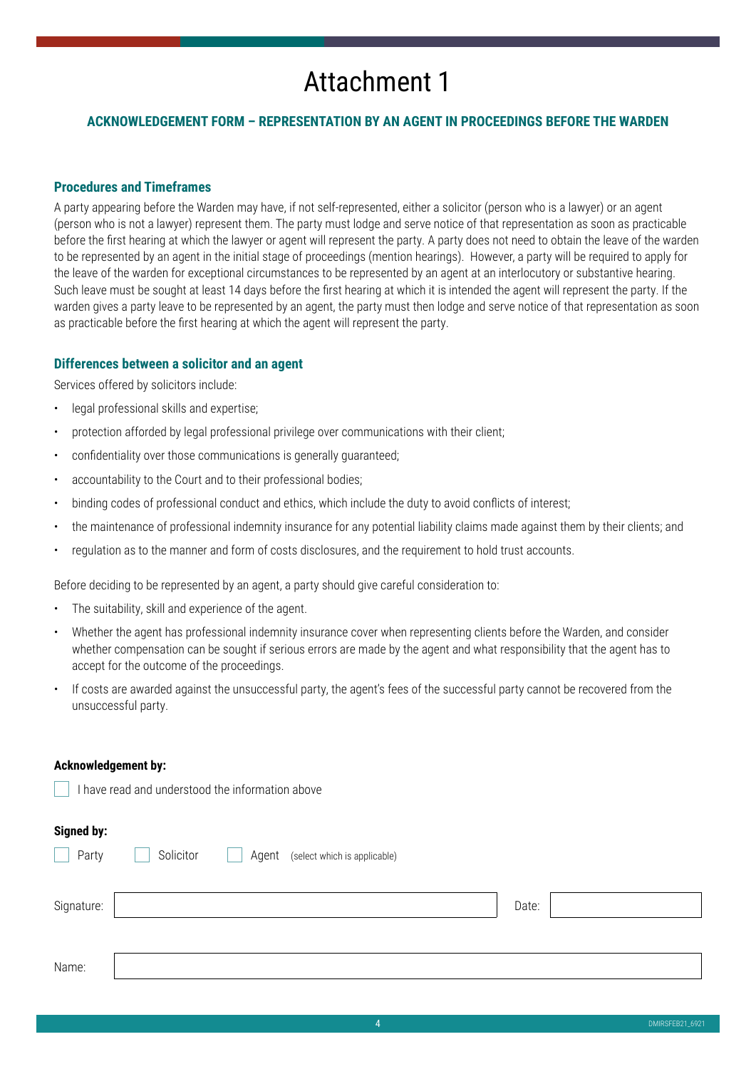# Attachment 1

## ACKNOWLEDGEMENT FORM – REPRESENTATION BY AN AGENT IN PROCEEDINGS BEFORE THE WARDEN

### Procedures and Timeframes

A party appearing before the Warden may have, if not self-represented, either a solicitor (person who is a lawyer) or an agent (person who is not a lawyer) represent them. The party must lodge and serve notice of that representation as soon as practicable before the first hearing at which the lawyer or agent will represent the party. A party does not need to obtain the leave of the warden to be represented by an agent in the initial stage of proceedings (mention hearings). However, a party will be required to apply for the leave of the warden for exceptional circumstances to be represented by an agent at an interlocutory or substantive hearing. Such leave must be sought at least 14 days before the first hearing at which it is intended the agent will represent the party. If the warden gives a party leave to be represented by an agent, the party must then lodge and serve notice of that representation as soon as practicable before the first hearing at which the agent will represent the party.

### Differences between a solicitor and an agent

Services offered by solicitors include:

- legal professional skills and expertise;
- protection afforded by legal professional privilege over communications with their client;
- confidentiality over those communications is generally guaranteed;
- accountability to the Court and to their professional bodies;
- binding codes of professional conduct and ethics, which include the duty to avoid conflicts of interest;
- the maintenance of professional indemnity insurance for any potential liability claims made against them by their clients; and
- regulation as to the manner and form of costs disclosures, and the requirement to hold trust accounts.

Before deciding to be represented by an agent, a party should give careful consideration to:

- The suitability, skill and experience of the agent.
- Whether the agent has professional indemnity insurance cover when representing clients before the Warden, and consider whether compensation can be sought if serious errors are made by the agent and what responsibility that the agent has to accept for the outcome of the proceedings.
- If costs are awarded against the unsuccessful party, the agent's fees of the successful party cannot be recovered from the unsuccessful party.

**Acknowledgement by:**

☐ I have read and understood the information above

**Signed by:**

☐ Party ☐ Solicitor ☐ Agent (select which is applicable)

Signature: ______________________ Date: ____________

Name: ______________________

DMIRSFEB21_6921